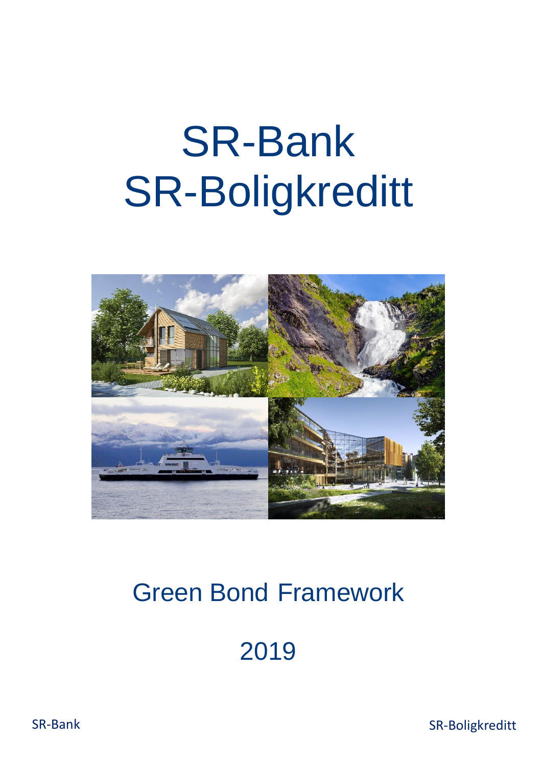# SR-Bank
# SR-Boligkreditt

## Green Bond Framework

## 2019

SR-Bank

SR-Boligkreditt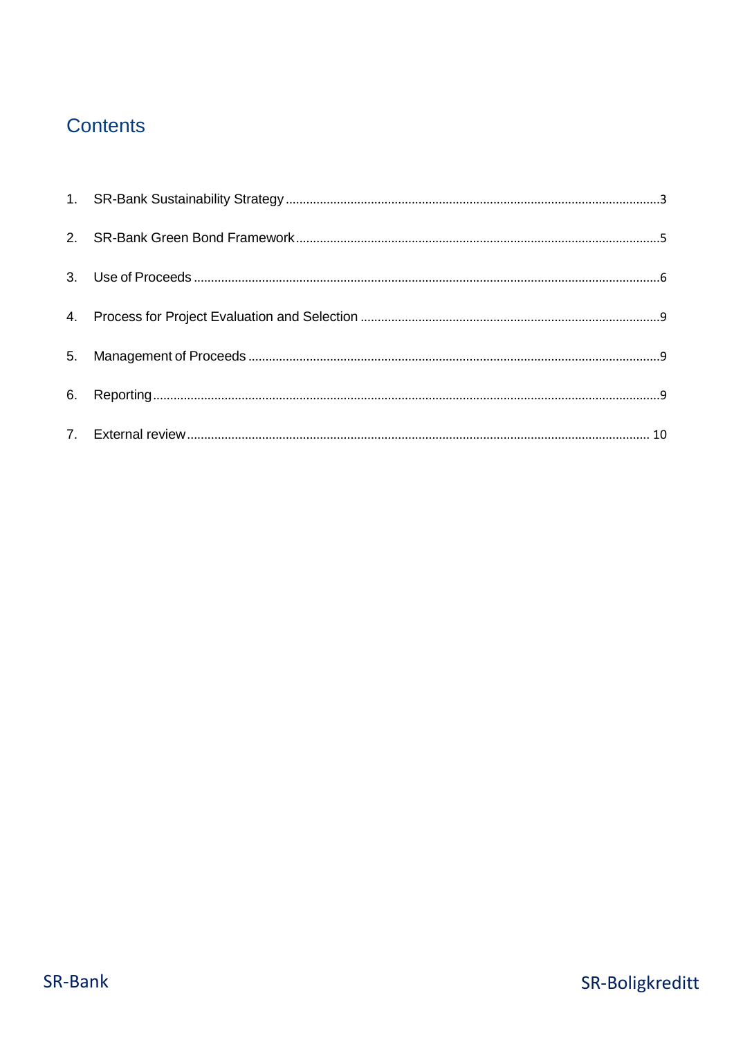## Contents

1. SR-Bank Sustainability Strategy ........................................................................................................ 3
2. SR-Bank Green Bond Framework ........................................................................................................ 5
3. Use of Proceeds ........................................................................................................ 6
4. Process for Project Evaluation and Selection ........................................................................................................ 9
5. Management of Proceeds ........................................................................................................ 9
6. Reporting ........................................................................................................ 9
7. External review ........................................................................................................ 10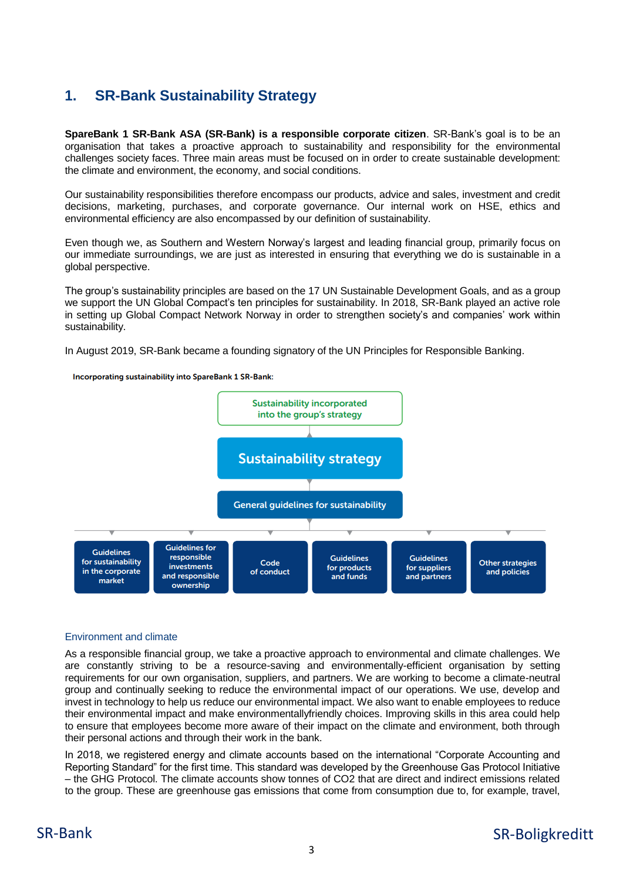# 1. SR-Bank Sustainability Strategy

**SpareBank 1 SR-Bank ASA (SR-Bank) is a responsible corporate citizen**. SR-Bank's goal is to be an organisation that takes a proactive approach to sustainability and responsibility for the environmental challenges society faces. Three main areas must be focused on in order to create sustainable development: the climate and environment, the economy, and social conditions.

Our sustainability responsibilities therefore encompass our products, advice and sales, investment and credit decisions, marketing, purchases, and corporate governance. Our internal work on HSE, ethics and environmental efficiency are also encompassed by our definition of sustainability.

Even though we, as Southern and Western Norway's largest and leading financial group, primarily focus on our immediate surroundings, we are just as interested in ensuring that everything we do is sustainable in a global perspective.

The group's sustainability principles are based on the 17 UN Sustainable Development Goals, and as a group we support the UN Global Compact's ten principles for sustainability. In 2018, SR-Bank played an active role in setting up Global Compact Network Norway in order to strengthen society's and companies' work within sustainability.

In August 2019, SR-Bank became a founding signatory of the UN Principles for Responsible Banking.

**Incorporating sustainability into SpareBank 1 SR-Bank:**

- Sustainability incorporated into the group's strategy
  - Sustainability strategy
    - General guidelines for sustainability
      - Guidelines for sustainability in the corporate market
      - Guidelines for responsible investments and responsible ownership
      - Code of conduct
      - Guidelines for products and funds
      - Guidelines for suppliers and partners
      - Other strategies and policies

## Environment and climate

As a responsible financial group, we take a proactive approach to environmental and climate challenges. We are constantly striving to be a resource-saving and environmentally-efficient organisation by setting requirements for our own organisation, suppliers, and partners. We are working to become a climate-neutral group and continually seeking to reduce the environmental impact of our operations. We use, develop and invest in technology to help us reduce our environmental impact. We also want to enable employees to reduce their environmental impact and make environmentallyfriendly choices. Improving skills in this area could help to ensure that employees become more aware of their impact on the climate and environment, both through their personal actions and through their work in the bank.

In 2018, we registered energy and climate accounts based on the international "Corporate Accounting and Reporting Standard" for the first time. This standard was developed by the Greenhouse Gas Protocol Initiative – the GHG Protocol. The climate accounts show tonnes of $CO_2$ that are direct and indirect emissions related to the group. These are greenhouse gas emissions that come from consumption due to, for example, travel,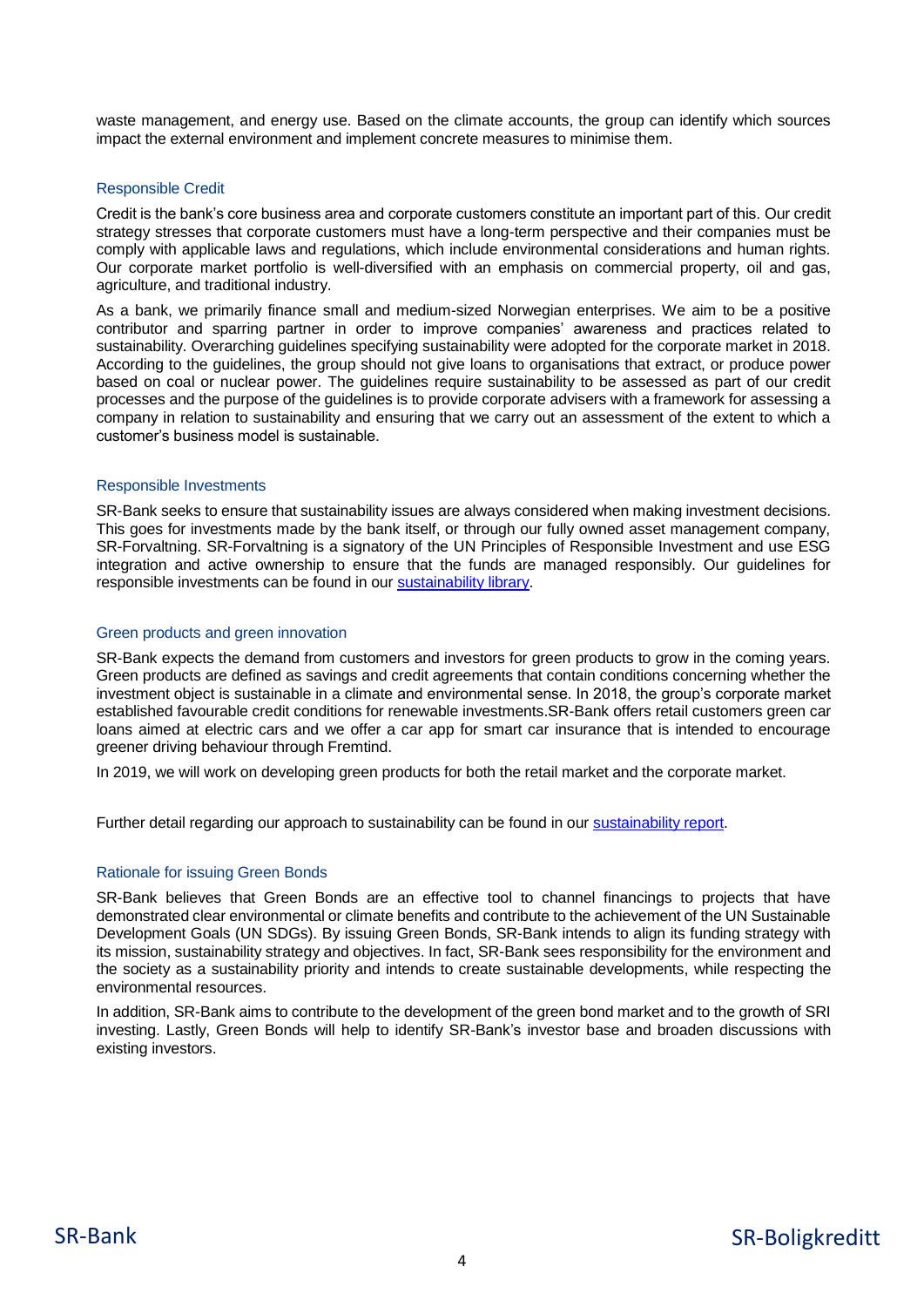waste management, and energy use. Based on the climate accounts, the group can identify which sources impact the external environment and implement concrete measures to minimise them.

### Responsible Credit

Credit is the bank's core business area and corporate customers constitute an important part of this. Our credit strategy stresses that corporate customers must have a long-term perspective and their companies must be comply with applicable laws and regulations, which include environmental considerations and human rights. Our corporate market portfolio is well-diversified with an emphasis on commercial property, oil and gas, agriculture, and traditional industry.

As a bank, we primarily finance small and medium-sized Norwegian enterprises. We aim to be a positive contributor and sparring partner in order to improve companies' awareness and practices related to sustainability. Overarching guidelines specifying sustainability were adopted for the corporate market in 2018. According to the guidelines, the group should not give loans to organisations that extract, or produce power based on coal or nuclear power. The guidelines require sustainability to be assessed as part of our credit processes and the purpose of the guidelines is to provide corporate advisers with a framework for assessing a company in relation to sustainability and ensuring that we carry out an assessment of the extent to which a customer's business model is sustainable.

### Responsible Investments

SR-Bank seeks to ensure that sustainability issues are always considered when making investment decisions. This goes for investments made by the bank itself, or through our fully owned asset management company, SR-Forvaltning. SR-Forvaltning is a signatory of the UN Principles of Responsible Investment and use ESG integration and active ownership to ensure that the funds are managed responsibly. Our guidelines for responsible investments can be found in our sustainability library.

### Green products and green innovation

SR-Bank expects the demand from customers and investors for green products to grow in the coming years. Green products are defined as savings and credit agreements that contain conditions concerning whether the investment object is sustainable in a climate and environmental sense. In 2018, the group's corporate market established favourable credit conditions for renewable investments.SR-Bank offers retail customers green car loans aimed at electric cars and we offer a car app for smart car insurance that is intended to encourage greener driving behaviour through Fremtind.

In 2019, we will work on developing green products for both the retail market and the corporate market.

Further detail regarding our approach to sustainability can be found in our sustainability report.

### Rationale for issuing Green Bonds

SR-Bank believes that Green Bonds are an effective tool to channel financings to projects that have demonstrated clear environmental or climate benefits and contribute to the achievement of the UN Sustainable Development Goals (UN SDGs). By issuing Green Bonds, SR-Bank intends to align its funding strategy with its mission, sustainability strategy and objectives. In fact, SR-Bank sees responsibility for the environment and the society as a sustainability priority and intends to create sustainable developments, while respecting the environmental resources.

In addition, SR-Bank aims to contribute to the development of the green bond market and to the growth of SRI investing. Lastly, Green Bonds will help to identify SR-Bank's investor base and broaden discussions with existing investors.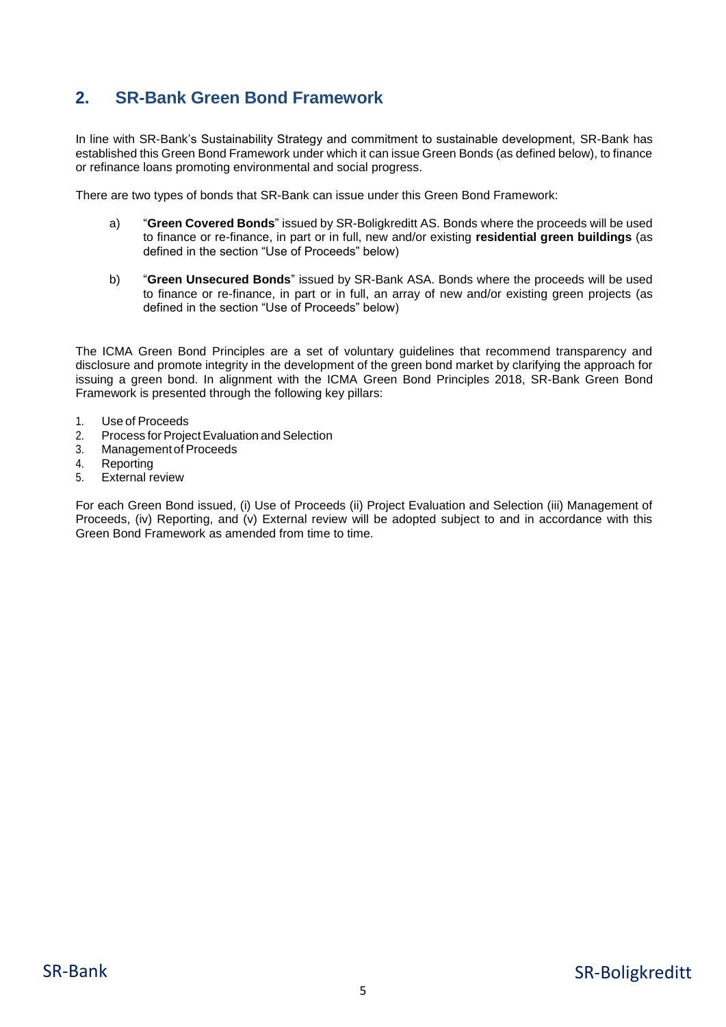## 2. SR-Bank Green Bond Framework

In line with SR-Bank's Sustainability Strategy and commitment to sustainable development, SR-Bank has established this Green Bond Framework under which it can issue Green Bonds (as defined below), to finance or refinance loans promoting environmental and social progress.

There are two types of bonds that SR-Bank can issue under this Green Bond Framework:

a) "**Green Covered Bonds**" issued by SR-Boligkreditt AS. Bonds where the proceeds will be used to finance or re-finance, in part or in full, new and/or existing **residential green buildings** (as defined in the section "Use of Proceeds" below)

b) "**Green Unsecured Bonds**" issued by SR-Bank ASA. Bonds where the proceeds will be used to finance or re-finance, in part or in full, an array of new and/or existing green projects (as defined in the section "Use of Proceeds" below)

The ICMA Green Bond Principles are a set of voluntary guidelines that recommend transparency and disclosure and promote integrity in the development of the green bond market by clarifying the approach for issuing a green bond. In alignment with the ICMA Green Bond Principles 2018, SR-Bank Green Bond Framework is presented through the following key pillars:

1. Use of Proceeds
2. Process for Project Evaluation and Selection
3. Management of Proceeds
4. Reporting
5. External review

For each Green Bond issued, (i) Use of Proceeds (ii) Project Evaluation and Selection (iii) Management of Proceeds, (iv) Reporting, and (v) External review will be adopted subject to and in accordance with this Green Bond Framework as amended from time to time.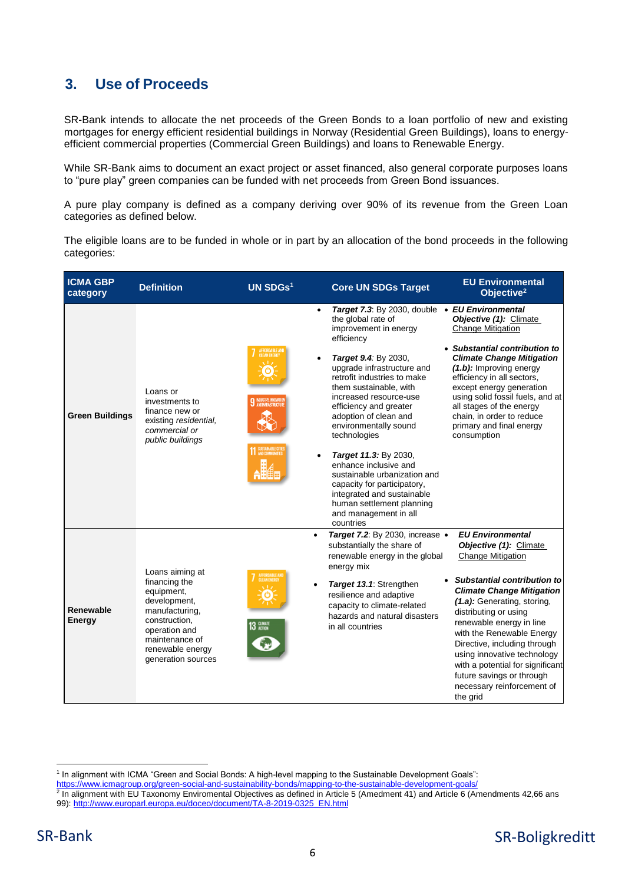## 3. Use of Proceeds

SR-Bank intends to allocate the net proceeds of the Green Bonds to a loan portfolio of new and existing mortgages for energy efficient residential buildings in Norway (Residential Green Buildings), loans to energy-efficient commercial properties (Commercial Green Buildings) and loans to Renewable Energy.

While SR-Bank aims to document an exact project or asset financed, also general corporate purposes loans to "pure play" green companies can be funded with net proceeds from Green Bond issuances.

A pure play company is defined as a company deriving over 90% of its revenue from the Green Loan categories as defined below.

The eligible loans are to be funded in whole or in part by an allocation of the bond proceeds in the following categories:

| ICMA GBP category | Definition | UN SDGs[1] | Core UN SDGs Target | EU Environmental Objective[2] |
|---|---|---|---|---|
| **Green Buildings** | Loans or investments to finance new or existing *residential, commercial or public buildings* | 7 Affordable and clean energy; 9 Industry, innovation and infrastructure; 11 Sustainable cities and communities | • ***Target 7.3***: By 2030, double the global rate of improvement in energy efficiency<br>• ***Target 9.4***: By 2030, upgrade infrastructure and retrofit industries to make them sustainable, with increased resource-use efficiency and greater adoption of clean and environmentally sound technologies<br>• ***Target 11.3:*** By 2030, enhance inclusive and sustainable urbanization and capacity for participatory, integrated and sustainable human settlement planning and management in all countries | • ***EU Environmental Objective (1):*** Climate Change Mitigation<br>• ***Substantial contribution to Climate Change Mitigation (1.b):*** Improving energy efficiency in all sectors, except energy generation using solid fossil fuels, and at all stages of the energy chain, in order to reduce primary and final energy consumption |
| **Renewable Energy** | Loans aiming at financing the equipment, development, manufacturing, construction, operation and maintenance of renewable energy generation sources | 7 Affordable and clean energy; 13 Climate action | • ***Target 7.2***: By 2030, increase substantially the share of renewable energy in the global energy mix<br>• ***Target 13.1***: Strengthen resilience and adaptive capacity to climate-related hazards and natural disasters in all countries | • ***EU Environmental Objective (1):*** Climate Change Mitigation<br>• ***Substantial contribution to Climate Change Mitigation (1.a):*** Generating, storing, distributing or using renewable energy in line with the Renewable Energy Directive, including through using innovative technology with a potential for significant future savings or through necessary reinforcement of the grid |

[1] In alignment with ICMA "Green and Social Bonds: A high-level mapping to the Sustainable Development Goals": https://www.icmagroup.org/green-social-and-sustainability-bonds/mapping-to-the-sustainable-development-goals/

[2] In alignment with EU Taxonomy Enviromental Objectives as defined in Article 5 (Amedment 41) and Article 6 (Amendments 42,66 ans 99): http://www.europarl.europa.eu/doceo/document/TA-8-2019-0325_EN.html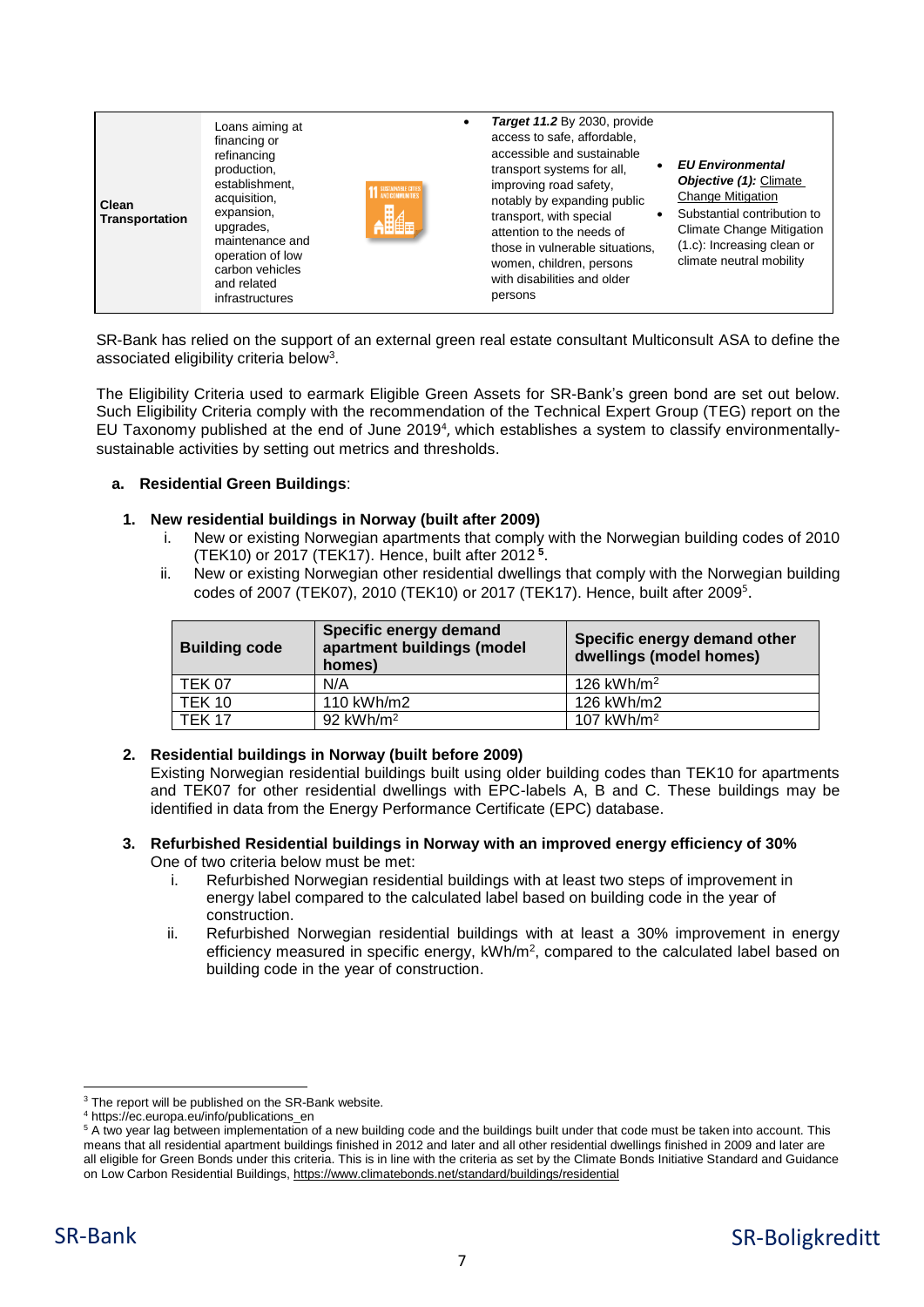| Clean Transportation | Loans aiming at financing or refinancing production, establishment, acquisition, expansion, upgrades, maintenance and operation of low carbon vehicles and related infrastructures | 11 SUSTAINABLE CITIES AND COMMUNITIES | • ***Target 11.2*** By 2030, provide access to safe, affordable, accessible and sustainable transport systems for all, improving road safety, notably by expanding public transport, with special attention to the needs of those in vulnerable situations, women, children, persons with disabilities and older persons | • ***EU Environmental Objective (1):*** Climate Change Mitigation<br>• Substantial contribution to Climate Change Mitigation (1.c): Increasing clean or climate neutral mobility |
|---|---|---|---|---|

SR-Bank has relied on the support of an external green real estate consultant Multiconsult ASA to define the associated eligibility criteria below[3].

The Eligibility Criteria used to earmark Eligible Green Assets for SR-Bank's green bond are set out below. Such Eligibility Criteria comply with the recommendation of the Technical Expert Group (TEG) report on the EU Taxonomy published at the end of June 2019[4], which establishes a system to classify environmentally-sustainable activities by setting out metrics and thresholds.

**a. Residential Green Buildings**:

**1. New residential buildings in Norway (built after 2009)**

i. New or existing Norwegian apartments that comply with the Norwegian building codes of 2010 (TEK10) or 2017 (TEK17). Hence, built after 2012 [5].

ii. New or existing Norwegian other residential dwellings that comply with the Norwegian building codes of 2007 (TEK07), 2010 (TEK10) or 2017 (TEK17). Hence, built after 2009[5].

| Building code | Specific energy demand apartment buildings (model homes) | Specific energy demand other dwellings (model homes) |
|---|---|---|
| TEK 07 | N/A | 126 kWh/m$^2$ |
| TEK 10 | 110 kWh/m2 | 126 kWh/m2 |
| TEK 17 | 92 kWh/m$^2$ | 107 kWh/m$^2$ |

**2. Residential buildings in Norway (built before 2009)**

Existing Norwegian residential buildings built using older building codes than TEK10 for apartments and TEK07 for other residential dwellings with EPC-labels A, B and C. These buildings may be identified in data from the Energy Performance Certificate (EPC) database.

**3. Refurbished Residential buildings in Norway with an improved energy efficiency of 30%**

One of two criteria below must be met:

i. Refurbished Norwegian residential buildings with at least two steps of improvement in energy label compared to the calculated label based on building code in the year of construction.

ii. Refurbished Norwegian residential buildings with at least a 30% improvement in energy efficiency measured in specific energy, kWh/m$^2$, compared to the calculated label based on building code in the year of construction.

---

[3] The report will be published on the SR-Bank website.

[4] https://ec.europa.eu/info/publications_en

[5] A two year lag between implementation of a new building code and the buildings built under that code must be taken into account. This means that all residential apartment buildings finished in 2012 and later and all other residential dwellings finished in 2009 and later are all eligible for Green Bonds under this criteria. This is in line with the criteria as set by the Climate Bonds Initiative Standard and Guidance on Low Carbon Residential Buildings, https://www.climatebonds.net/standard/buildings/residential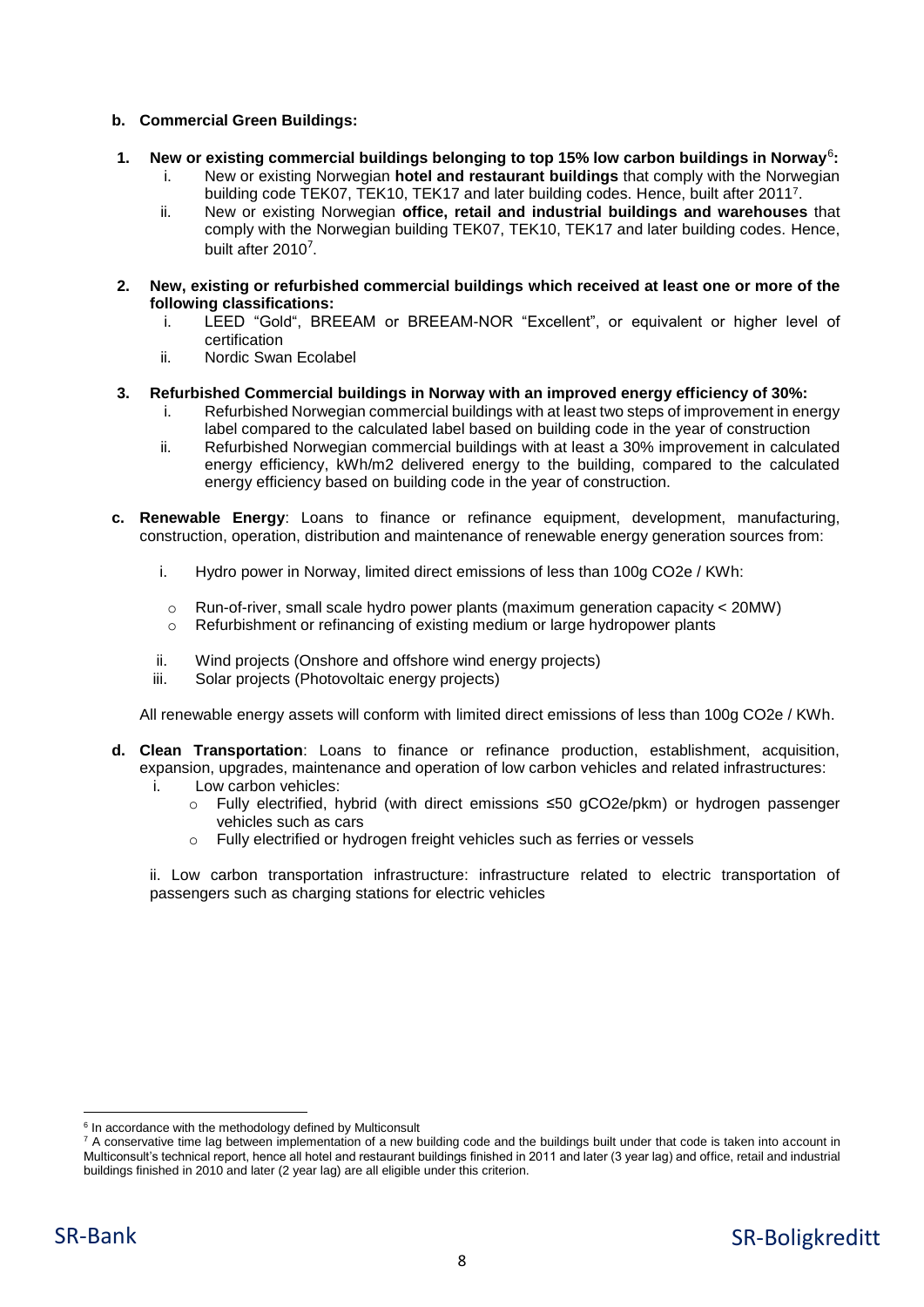**b. Commercial Green Buildings:**

**1. New or existing commercial buildings belonging to top 15% low carbon buildings in Norway[6]:**

   i. New or existing Norwegian **hotel and restaurant buildings** that comply with the Norwegian building code TEK07, TEK10, TEK17 and later building codes. Hence, built after 2011[7].

   ii. New or existing Norwegian **office, retail and industrial buildings and warehouses** that comply with the Norwegian building TEK07, TEK10, TEK17 and later building codes. Hence, built after 2010[7].

**2. New, existing or refurbished commercial buildings which received at least one or more of the following classifications:**

   i. LEED "Gold", BREEAM or BREEAM-NOR "Excellent", or equivalent or higher level of certification

   ii. Nordic Swan Ecolabel

**3. Refurbished Commercial buildings in Norway with an improved energy efficiency of 30%:**

   i. Refurbished Norwegian commercial buildings with at least two steps of improvement in energy label compared to the calculated label based on building code in the year of construction

   ii. Refurbished Norwegian commercial buildings with at least a 30% improvement in calculated energy efficiency, kWh/m2 delivered energy to the building, compared to the calculated energy efficiency based on building code in the year of construction.

**c. Renewable Energy**: Loans to finance or refinance equipment, development, manufacturing, construction, operation, distribution and maintenance of renewable energy generation sources from:

   i. Hydro power in Norway, limited direct emissions of less than 100g CO2e / KWh:

      - Run-of-river, small scale hydro power plants (maximum generation capacity < 20MW)
      - Refurbishment or refinancing of existing medium or large hydropower plants

   ii. Wind projects (Onshore and offshore wind energy projects)

   iii. Solar projects (Photovoltaic energy projects)

All renewable energy assets will conform with limited direct emissions of less than 100g CO2e / KWh.

**d. Clean Transportation**: Loans to finance or refinance production, establishment, acquisition, expansion, upgrades, maintenance and operation of low carbon vehicles and related infrastructures:

   i. Low carbon vehicles:

      - Fully electrified, hybrid (with direct emissions ≤50 gCO2e/pkm) or hydrogen passenger vehicles such as cars
      - Fully electrified or hydrogen freight vehicles such as ferries or vessels

   ii. Low carbon transportation infrastructure: infrastructure related to electric transportation of passengers such as charging stations for electric vehicles

---

[6] In accordance with the methodology defined by Multiconsult

[7] A conservative time lag between implementation of a new building code and the buildings built under that code is taken into account in Multiconsult's technical report, hence all hotel and restaurant buildings finished in 2011 and later (3 year lag) and office, retail and industrial buildings finished in 2010 and later (2 year lag) are all eligible under this criterion.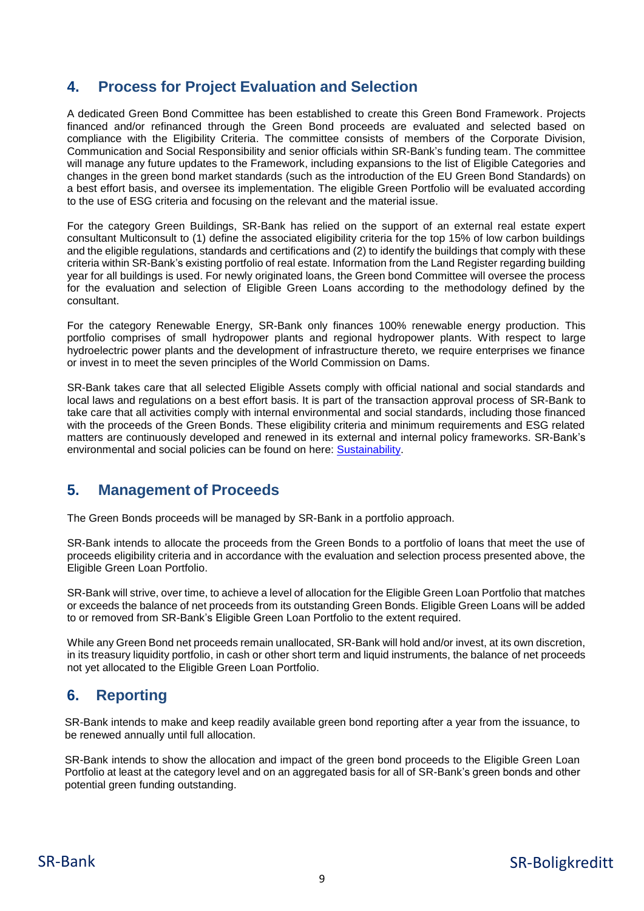## 4. Process for Project Evaluation and Selection

A dedicated Green Bond Committee has been established to create this Green Bond Framework. Projects financed and/or refinanced through the Green Bond proceeds are evaluated and selected based on compliance with the Eligibility Criteria. The committee consists of members of the Corporate Division, Communication and Social Responsibility and senior officials within SR-Bank's funding team. The committee will manage any future updates to the Framework, including expansions to the list of Eligible Categories and changes in the green bond market standards (such as the introduction of the EU Green Bond Standards) on a best effort basis, and oversee its implementation. The eligible Green Portfolio will be evaluated according to the use of ESG criteria and focusing on the relevant and the material issue.

For the category Green Buildings, SR-Bank has relied on the support of an external real estate expert consultant Multiconsult to (1) define the associated eligibility criteria for the top 15% of low carbon buildings and the eligible regulations, standards and certifications and (2) to identify the buildings that comply with these criteria within SR-Bank's existing portfolio of real estate. Information from the Land Register regarding building year for all buildings is used. For newly originated loans, the Green bond Committee will oversee the process for the evaluation and selection of Eligible Green Loans according to the methodology defined by the consultant.

For the category Renewable Energy, SR-Bank only finances 100% renewable energy production. This portfolio comprises of small hydropower plants and regional hydropower plants. With respect to large hydroelectric power plants and the development of infrastructure thereto, we require enterprises we finance or invest in to meet the seven principles of the World Commission on Dams.

SR-Bank takes care that all selected Eligible Assets comply with official national and social standards and local laws and regulations on a best effort basis. It is part of the transaction approval process of SR-Bank to take care that all activities comply with internal environmental and social standards, including those financed with the proceeds of the Green Bonds. These eligibility criteria and minimum requirements and ESG related matters are continuously developed and renewed in its external and internal policy frameworks. SR-Bank's environmental and social policies can be found on here: Sustainability.

## 5. Management of Proceeds

The Green Bonds proceeds will be managed by SR-Bank in a portfolio approach.

SR-Bank intends to allocate the proceeds from the Green Bonds to a portfolio of loans that meet the use of proceeds eligibility criteria and in accordance with the evaluation and selection process presented above, the Eligible Green Loan Portfolio.

SR-Bank will strive, over time, to achieve a level of allocation for the Eligible Green Loan Portfolio that matches or exceeds the balance of net proceeds from its outstanding Green Bonds. Eligible Green Loans will be added to or removed from SR-Bank's Eligible Green Loan Portfolio to the extent required.

While any Green Bond net proceeds remain unallocated, SR-Bank will hold and/or invest, at its own discretion, in its treasury liquidity portfolio, in cash or other short term and liquid instruments, the balance of net proceeds not yet allocated to the Eligible Green Loan Portfolio.

## 6. Reporting

SR-Bank intends to make and keep readily available green bond reporting after a year from the issuance, to be renewed annually until full allocation.

SR-Bank intends to show the allocation and impact of the green bond proceeds to the Eligible Green Loan Portfolio at least at the category level and on an aggregated basis for all of SR-Bank's green bonds and other potential green funding outstanding.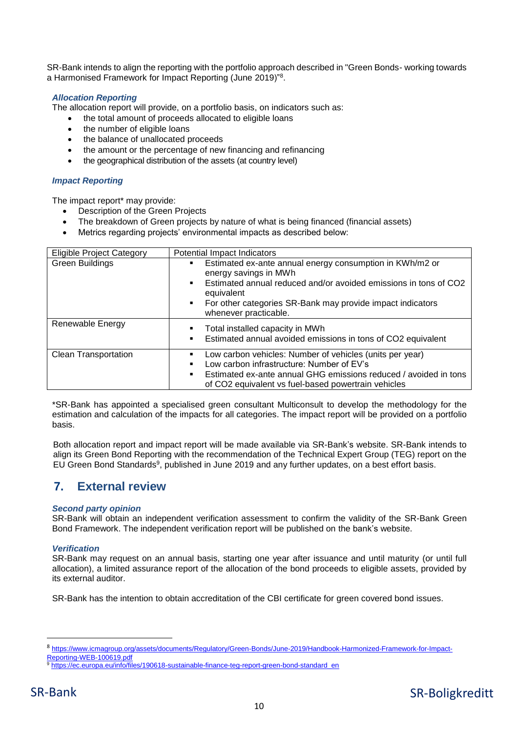SR-Bank intends to align the reporting with the portfolio approach described in "Green Bonds- working towards a Harmonised Framework for Impact Reporting (June 2019)"[8].

### *Allocation Reporting*

The allocation report will provide, on a portfolio basis, on indicators such as:

- the total amount of proceeds allocated to eligible loans
- the number of eligible loans
- the balance of unallocated proceeds
- the amount or the percentage of new financing and refinancing
- the geographical distribution of the assets (at country level)

### *Impact Reporting*

The impact report* may provide:

- Description of the Green Projects
- The breakdown of Green projects by nature of what is being financed (financial assets)
- Metrics regarding projects' environmental impacts as described below:

| Eligible Project Category | Potential Impact Indicators |
| --- | --- |
| Green Buildings | ▪ Estimated ex-ante annual energy consumption in KWh/m2 or energy savings in MWh<br>▪ Estimated annual reduced and/or avoided emissions in tons of CO2 equivalent<br>▪ For other categories SR-Bank may provide impact indicators whenever practicable. |
| Renewable Energy | ▪ Total installed capacity in MWh<br>▪ Estimated annual avoided emissions in tons of CO2 equivalent |
| Clean Transportation | ▪ Low carbon vehicles: Number of vehicles (units per year)<br>▪ Low carbon infrastructure: Number of EV's<br>▪ Estimated ex-ante annual GHG emissions reduced / avoided in tons of CO2 equivalent vs fuel-based powertrain vehicles |

*SR-Bank has appointed a specialised green consultant Multiconsult to develop the methodology for the estimation and calculation of the impacts for all categories. The impact report will be provided on a portfolio basis.

Both allocation report and impact report will be made available via SR-Bank's website. SR-Bank intends to align its Green Bond Reporting with the recommendation of the Technical Expert Group (TEG) report on the EU Green Bond Standards[9], published in June 2019 and any further updates, on a best effort basis.

## 7. External review

### *Second party opinion*

SR-Bank will obtain an independent verification assessment to confirm the validity of the SR-Bank Green Bond Framework. The independent verification report will be published on the bank's website.

### *Verification*

SR-Bank may request on an annual basis, starting one year after issuance and until maturity (or until full allocation), a limited assurance report of the allocation of the bond proceeds to eligible assets, provided by its external auditor.

SR-Bank has the intention to obtain accreditation of the CBI certificate for green covered bond issues.

---

[8] https://www.icmagroup.org/assets/documents/Regulatory/Green-Bonds/June-2019/Handbook-Harmonized-Framework-for-Impact-Reporting-WEB-100619.pdf

[9] https://ec.europa.eu/info/files/190618-sustainable-finance-teg-report-green-bond-standard_en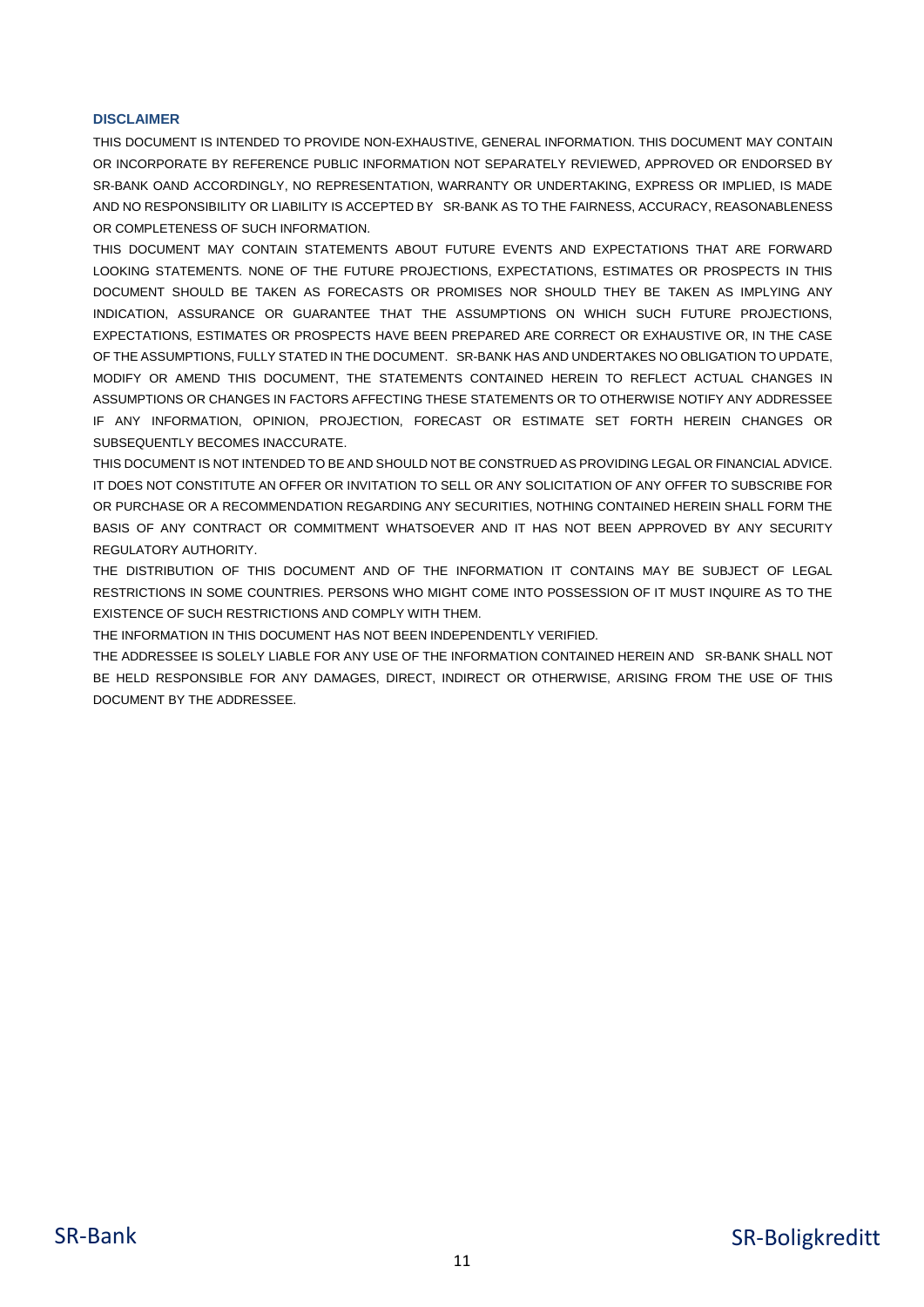## DISCLAIMER

THIS DOCUMENT IS INTENDED TO PROVIDE NON-EXHAUSTIVE, GENERAL INFORMATION. THIS DOCUMENT MAY CONTAIN OR INCORPORATE BY REFERENCE PUBLIC INFORMATION NOT SEPARATELY REVIEWED, APPROVED OR ENDORSED BY SR-BANK OAND ACCORDINGLY, NO REPRESENTATION, WARRANTY OR UNDERTAKING, EXPRESS OR IMPLIED, IS MADE AND NO RESPONSIBILITY OR LIABILITY IS ACCEPTED BY SR-BANK AS TO THE FAIRNESS, ACCURACY, REASONABLENESS OR COMPLETENESS OF SUCH INFORMATION.

THIS DOCUMENT MAY CONTAIN STATEMENTS ABOUT FUTURE EVENTS AND EXPECTATIONS THAT ARE FORWARD LOOKING STATEMENTS. NONE OF THE FUTURE PROJECTIONS, EXPECTATIONS, ESTIMATES OR PROSPECTS IN THIS DOCUMENT SHOULD BE TAKEN AS FORECASTS OR PROMISES NOR SHOULD THEY BE TAKEN AS IMPLYING ANY INDICATION, ASSURANCE OR GUARANTEE THAT THE ASSUMPTIONS ON WHICH SUCH FUTURE PROJECTIONS, EXPECTATIONS, ESTIMATES OR PROSPECTS HAVE BEEN PREPARED ARE CORRECT OR EXHAUSTIVE OR, IN THE CASE OF THE ASSUMPTIONS, FULLY STATED IN THE DOCUMENT. SR-BANK HAS AND UNDERTAKES NO OBLIGATION TO UPDATE, MODIFY OR AMEND THIS DOCUMENT, THE STATEMENTS CONTAINED HEREIN TO REFLECT ACTUAL CHANGES IN ASSUMPTIONS OR CHANGES IN FACTORS AFFECTING THESE STATEMENTS OR TO OTHERWISE NOTIFY ANY ADDRESSEE IF ANY INFORMATION, OPINION, PROJECTION, FORECAST OR ESTIMATE SET FORTH HEREIN CHANGES OR SUBSEQUENTLY BECOMES INACCURATE.

THIS DOCUMENT IS NOT INTENDED TO BE AND SHOULD NOT BE CONSTRUED AS PROVIDING LEGAL OR FINANCIAL ADVICE. IT DOES NOT CONSTITUTE AN OFFER OR INVITATION TO SELL OR ANY SOLICITATION OF ANY OFFER TO SUBSCRIBE FOR OR PURCHASE OR A RECOMMENDATION REGARDING ANY SECURITIES, NOTHING CONTAINED HEREIN SHALL FORM THE BASIS OF ANY CONTRACT OR COMMITMENT WHATSOEVER AND IT HAS NOT BEEN APPROVED BY ANY SECURITY REGULATORY AUTHORITY.

THE DISTRIBUTION OF THIS DOCUMENT AND OF THE INFORMATION IT CONTAINS MAY BE SUBJECT OF LEGAL RESTRICTIONS IN SOME COUNTRIES. PERSONS WHO MIGHT COME INTO POSSESSION OF IT MUST INQUIRE AS TO THE EXISTENCE OF SUCH RESTRICTIONS AND COMPLY WITH THEM.

THE INFORMATION IN THIS DOCUMENT HAS NOT BEEN INDEPENDENTLY VERIFIED.

THE ADDRESSEE IS SOLELY LIABLE FOR ANY USE OF THE INFORMATION CONTAINED HEREIN AND SR-BANK SHALL NOT BE HELD RESPONSIBLE FOR ANY DAMAGES, DIRECT, INDIRECT OR OTHERWISE, ARISING FROM THE USE OF THIS DOCUMENT BY THE ADDRESSEE.